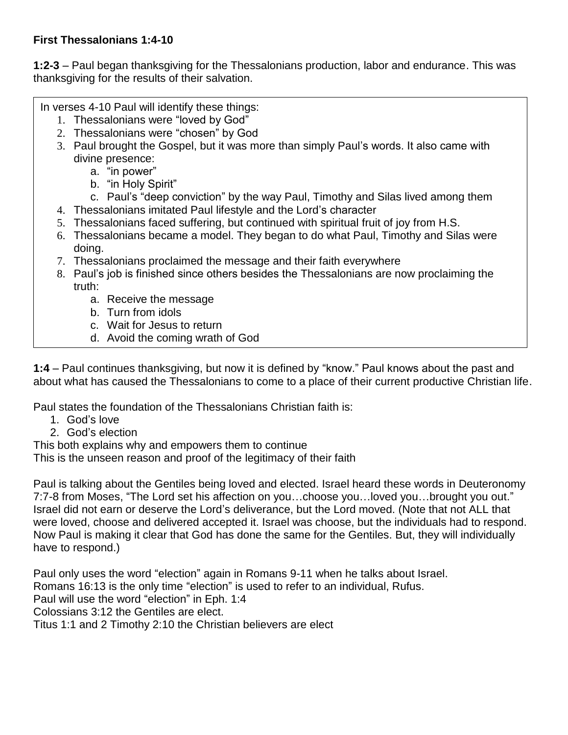**First Thessalonians 1:4-10**

**1:2-3** – Paul began thanksgiving for the Thessalonians production, labor and endurance. This was thanksgiving for the results of their salvation.

In verses 4-10 Paul will identify these things:

1. Thessalonians were "loved by God"
2. Thessalonians were "chosen" by God
3. Paul brought the Gospel, but it was more than simply Paul's words. It also came with divine presence:
   a. "in power"
   b. "in Holy Spirit"
   c. Paul's "deep conviction" by the way Paul, Timothy and Silas lived among them
4. Thessalonians imitated Paul lifestyle and the Lord's character
5. Thessalonians faced suffering, but continued with spiritual fruit of joy from H.S.
6. Thessalonians became a model. They began to do what Paul, Timothy and Silas were doing.
7. Thessalonians proclaimed the message and their faith everywhere
8. Paul's job is finished since others besides the Thessalonians are now proclaiming the truth:
   a. Receive the message
   b. Turn from idols
   c. Wait for Jesus to return
   d. Avoid the coming wrath of God

**1:4** – Paul continues thanksgiving, but now it is defined by "know." Paul knows about the past and about what has caused the Thessalonians to come to a place of their current productive Christian life.

Paul states the foundation of the Thessalonians Christian faith is:

1. God's love
2. God's election

This both explains why and empowers them to continue
This is the unseen reason and proof of the legitimacy of their faith

Paul is talking about the Gentiles being loved and elected. Israel heard these words in Deuteronomy 7:7-8 from Moses, "The Lord set his affection on you…choose you…loved you…brought you out." Israel did not earn or deserve the Lord's deliverance, but the Lord moved. (Note that not ALL that were loved, choose and delivered accepted it. Israel was choose, but the individuals had to respond. Now Paul is making it clear that God has done the same for the Gentiles. But, they will individually have to respond.)

Paul only uses the word "election" again in Romans 9-11 when he talks about Israel.
Romans 16:13 is the only time "election" is used to refer to an individual, Rufus.
Paul will use the word "election" in Eph. 1:4
Colossians 3:12 the Gentiles are elect.
Titus 1:1 and 2 Timothy 2:10 the Christian believers are elect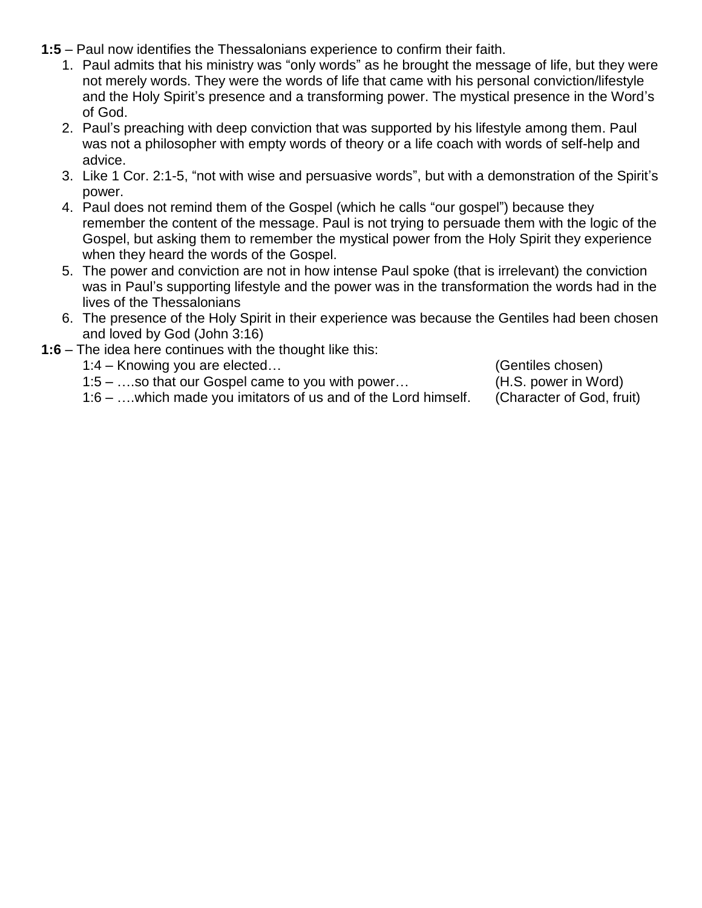**1:5** – Paul now identifies the Thessalonians experience to confirm their faith.

1. Paul admits that his ministry was "only words" as he brought the message of life, but they were not merely words. They were the words of life that came with his personal conviction/lifestyle and the Holy Spirit's presence and a transforming power. The mystical presence in the Word's of God.
2. Paul's preaching with deep conviction that was supported by his lifestyle among them. Paul was not a philosopher with empty words of theory or a life coach with words of self-help and advice.
3. Like 1 Cor. 2:1-5, "not with wise and persuasive words", but with a demonstration of the Spirit's power.
4. Paul does not remind them of the Gospel (which he calls "our gospel") because they remember the content of the message. Paul is not trying to persuade them with the logic of the Gospel, but asking them to remember the mystical power from the Holy Spirit they experience when they heard the words of the Gospel.
5. The power and conviction are not in how intense Paul spoke (that is irrelevant) the conviction was in Paul's supporting lifestyle and the power was in the transformation the words had in the lives of the Thessalonians
6. The presence of the Holy Spirit in their experience was because the Gentiles had been chosen and loved by God (John 3:16)

**1:6** – The idea here continues with the thought like this:

| | |
|---|---|
| 1:4 – Knowing you are elected… | (Gentiles chosen) |
| 1:5 – ….so that our Gospel came to you with power… | (H.S. power in Word) |
| 1:6 – ….which made you imitators of us and of the Lord himself. | (Character of God, fruit) |